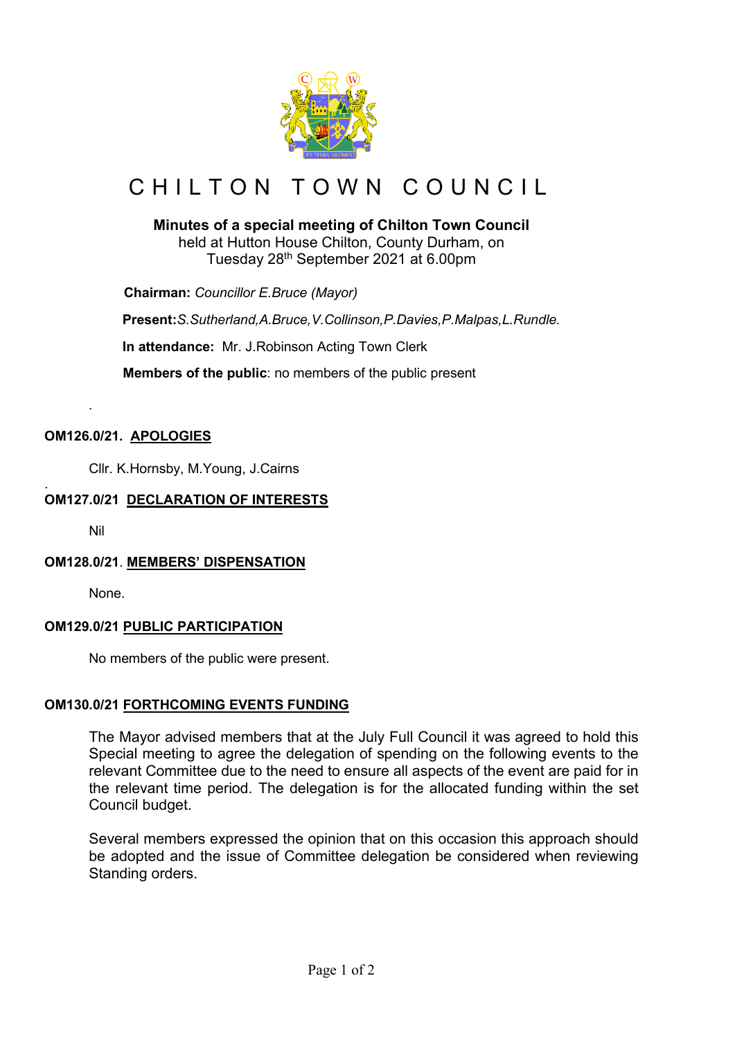# CHILTON TOWN COUNCIL

**Minutes of a special meeting of Chilton Town Council**
held at Hutton House Chilton, County Durham, on
Tuesday 28th September 2021 at 6.00pm

**Chairman:** *Councillor E.Bruce (Mayor)*

**Present:** *S.Sutherland,A.Bruce,V.Collinson,P.Davies,P.Malpas,L.Rundle.*

**In attendance:** Mr. J.Robinson Acting Town Clerk

**Members of the public**: no members of the public present

.

**OM126.0/21. APOLOGIES**

Cllr. K.Hornsby, M.Young, J.Cairns

.

**OM127.0/21 DECLARATION OF INTERESTS**

Nil

**OM128.0/21. MEMBERS' DISPENSATION**

None.

**OM129.0/21 PUBLIC PARTICIPATION**

No members of the public were present.

**OM130.0/21 FORTHCOMING EVENTS FUNDING**

The Mayor advised members that at the July Full Council it was agreed to hold this Special meeting to agree the delegation of spending on the following events to the relevant Committee due to the need to ensure all aspects of the event are paid for in the relevant time period. The delegation is for the allocated funding within the set Council budget.

Several members expressed the opinion that on this occasion this approach should be adopted and the issue of Committee delegation be considered when reviewing Standing orders.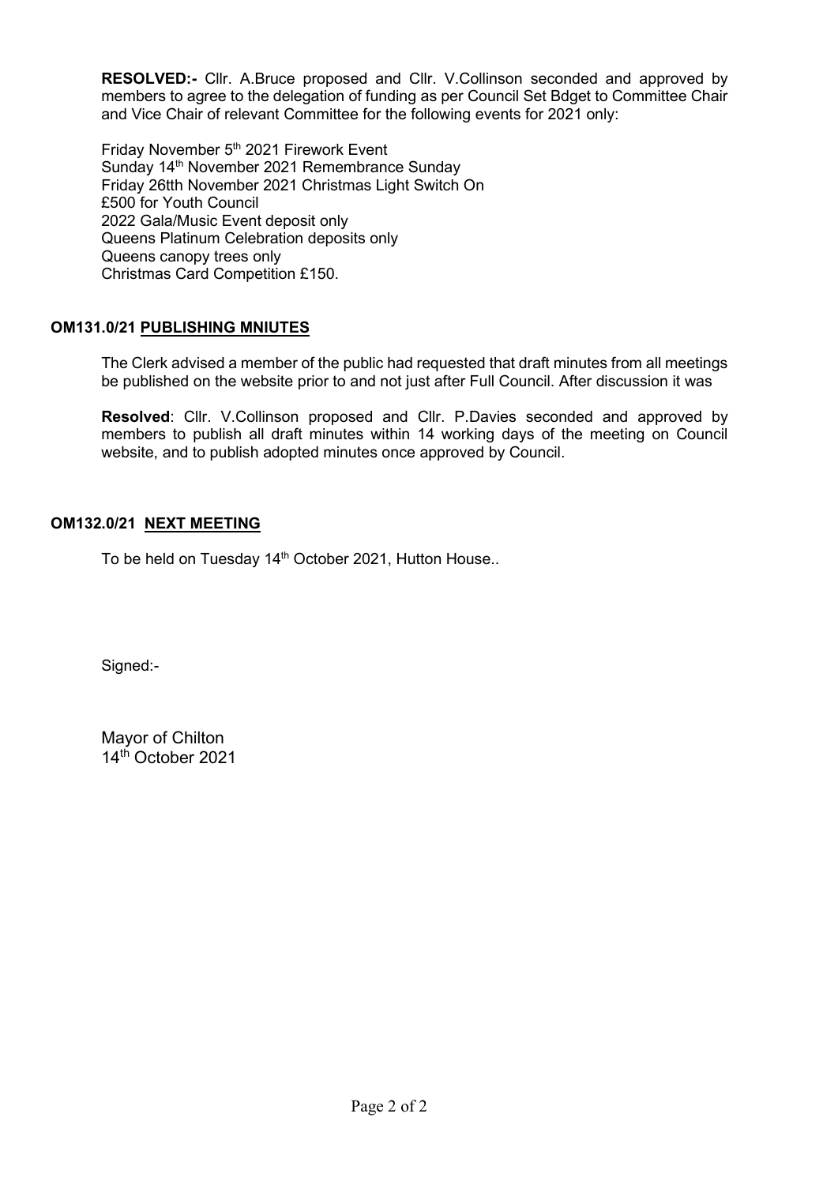**RESOLVED:-** Cllr. A.Bruce proposed and Cllr. V.Collinson seconded and approved by members to agree to the delegation of funding as per Council Set Bdget to Committee Chair and Vice Chair of relevant Committee for the following events for 2021 only:

Friday November 5th 2021 Firework Event
Sunday 14th November 2021 Remembrance Sunday
Friday 26tth November 2021 Christmas Light Switch On
£500 for Youth Council
2022 Gala/Music Event deposit only
Queens Platinum Celebration deposits only
Queens canopy trees only
Christmas Card Competition £150.

**OM131.0/21 <u>PUBLISHING MNIUTES</u>**

The Clerk advised a member of the public had requested that draft minutes from all meetings be published on the website prior to and not just after Full Council. After discussion it was

**Resolved**: Cllr. V.Collinson proposed and Cllr. P.Davies seconded and approved by members to publish all draft minutes within 14 working days of the meeting on Council website, and to publish adopted minutes once approved by Council.

**OM132.0/21 <u>NEXT MEETING</u>**

To be held on Tuesday 14th October 2021, Hutton House..

Signed:-

Mayor of Chilton
14th October 2021